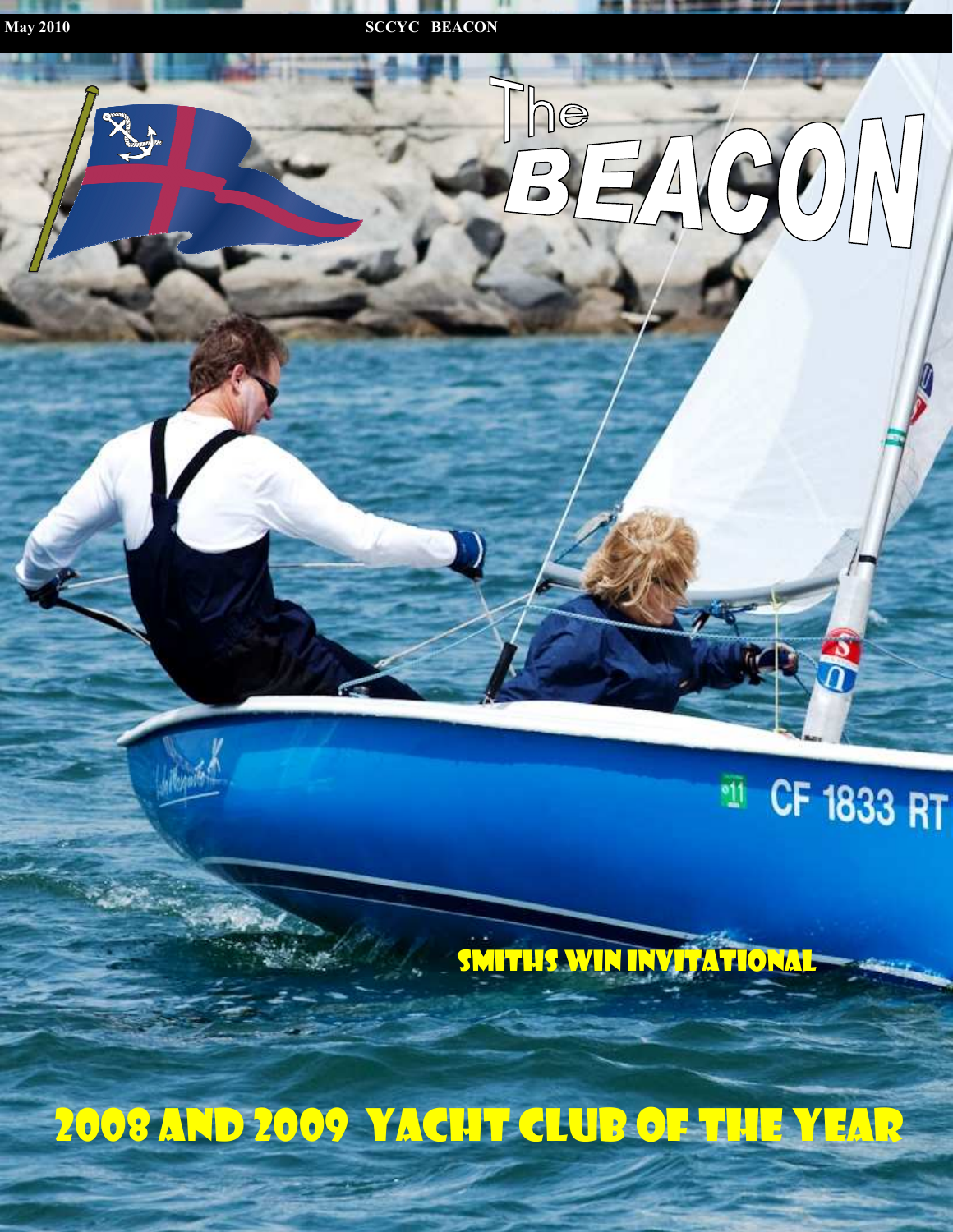# The BEACON

SMITHS WIN INVITATIONAL

## 2008 AND 2009 YACHT CLUB OF THE YEAR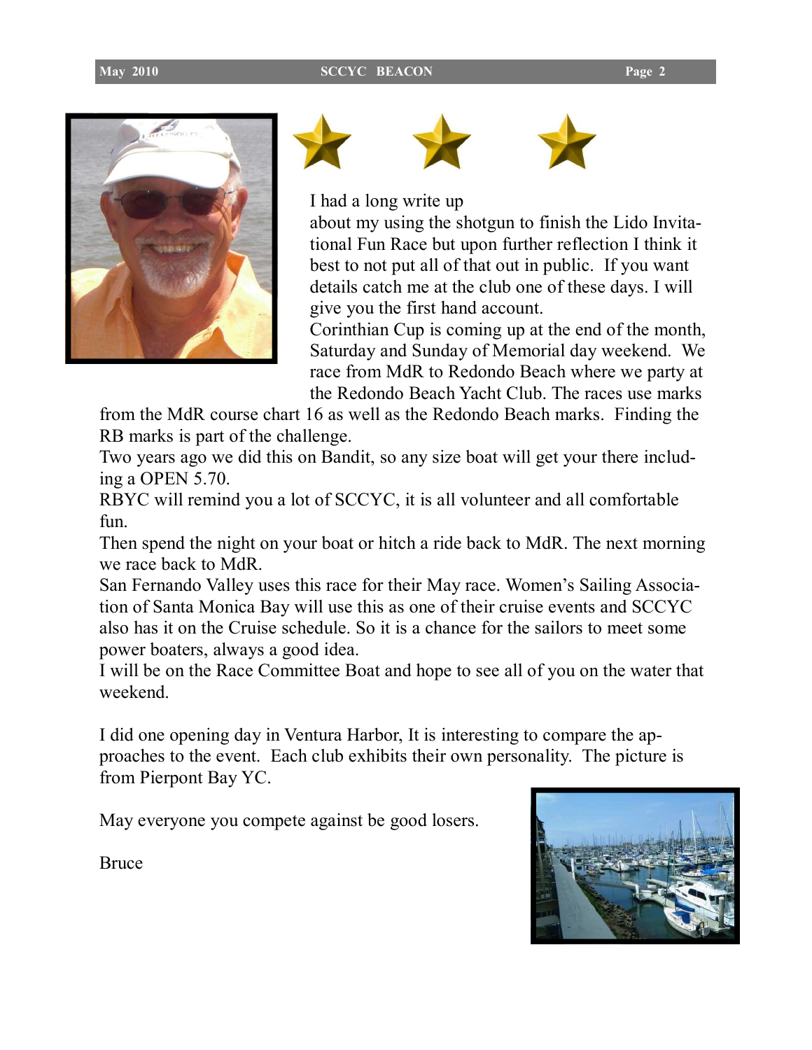I had a long write up about my using the shotgun to finish the Lido Invitational Fun Race but upon further reflection I think it best to not put all of that out in public. If you want details catch me at the club one of these days. I will give you the first hand account.

Corinthian Cup is coming up at the end of the month, Saturday and Sunday of Memorial day weekend. We race from MdR to Redondo Beach where we party at the Redondo Beach Yacht Club. The races use marks from the MdR course chart 16 as well as the Redondo Beach marks. Finding the RB marks is part of the challenge.

Two years ago we did this on Bandit, so any size boat will get your there including a OPEN 5.70.

RBYC will remind you a lot of SCCYC, it is all volunteer and all comfortable fun.

Then spend the night on your boat or hitch a ride back to MdR. The next morning we race back to MdR.

San Fernando Valley uses this race for their May race. Women's Sailing Association of Santa Monica Bay will use this as one of their cruise events and SCCYC also has it on the Cruise schedule. So it is a chance for the sailors to meet some power boaters, always a good idea.

I will be on the Race Committee Boat and hope to see all of you on the water that weekend.

I did one opening day in Ventura Harbor, It is interesting to compare the approaches to the event. Each club exhibits their own personality. The picture is from Pierpont Bay YC.

May everyone you compete against be good losers.

Bruce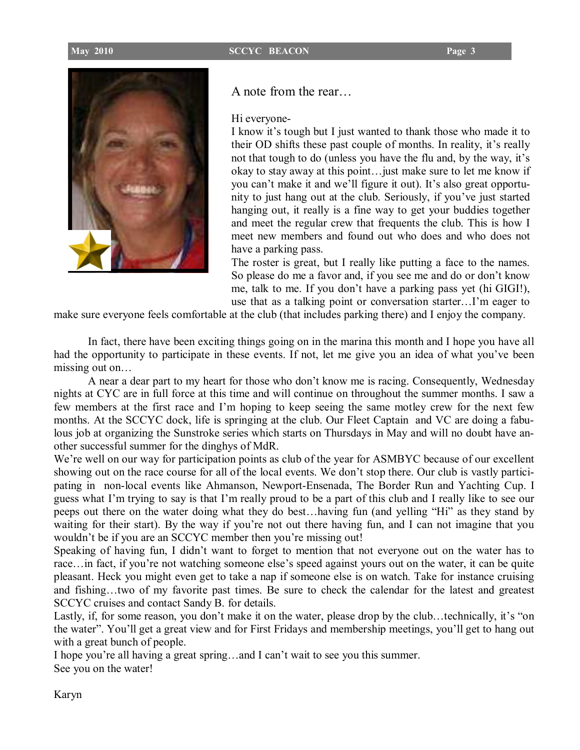## A note from the rear…

Hi everyone-

I know it's tough but I just wanted to thank those who made it to their OD shifts these past couple of months. In reality, it's really not that tough to do (unless you have the flu and, by the way, it's okay to stay away at this point…just make sure to let me know if you can't make it and we'll figure it out). It's also great opportunity to just hang out at the club. Seriously, if you've just started hanging out, it really is a fine way to get your buddies together and meet the regular crew that frequents the club. This is how I meet new members and found out who does and who does not have a parking pass.

The roster is great, but I really like putting a face to the names. So please do me a favor and, if you see me and do or don't know me, talk to me. If you don't have a parking pass yet (hi GIGI!), use that as a talking point or conversation starter…I'm eager to make sure everyone feels comfortable at the club (that includes parking there) and I enjoy the company.

In fact, there have been exciting things going on in the marina this month and I hope you have all had the opportunity to participate in these events. If not, let me give you an idea of what you've been missing out on…

A near a dear part to my heart for those who don't know me is racing. Consequently, Wednesday nights at CYC are in full force at this time and will continue on throughout the summer months. I saw a few members at the first race and I'm hoping to keep seeing the same motley crew for the next few months. At the SCCYC dock, life is springing at the club. Our Fleet Captain and VC are doing a fabulous job at organizing the Sunstroke series which starts on Thursdays in May and will no doubt have another successful summer for the dinghys of MdR.

We're well on our way for participation points as club of the year for ASMBYC because of our excellent showing out on the race course for all of the local events. We don't stop there. Our club is vastly participating in non-local events like Ahmanson, Newport-Ensenada, The Border Run and Yachting Cup. I guess what I'm trying to say is that I'm really proud to be a part of this club and I really like to see our peeps out there on the water doing what they do best…having fun (and yelling "Hi" as they stand by waiting for their start). By the way if you're not out there having fun, and I can not imagine that you wouldn't be if you are an SCCYC member then you're missing out!

Speaking of having fun, I didn't want to forget to mention that not everyone out on the water has to race…in fact, if you're not watching someone else's speed against yours out on the water, it can be quite pleasant. Heck you might even get to take a nap if someone else is on watch. Take for instance cruising and fishing…two of my favorite past times. Be sure to check the calendar for the latest and greatest SCCYC cruises and contact Sandy B. for details.

Lastly, if, for some reason, you don't make it on the water, please drop by the club…technically, it's "on the water". You'll get a great view and for First Fridays and membership meetings, you'll get to hang out with a great bunch of people.

I hope you're all having a great spring…and I can't wait to see you this summer.

See you on the water!

Karyn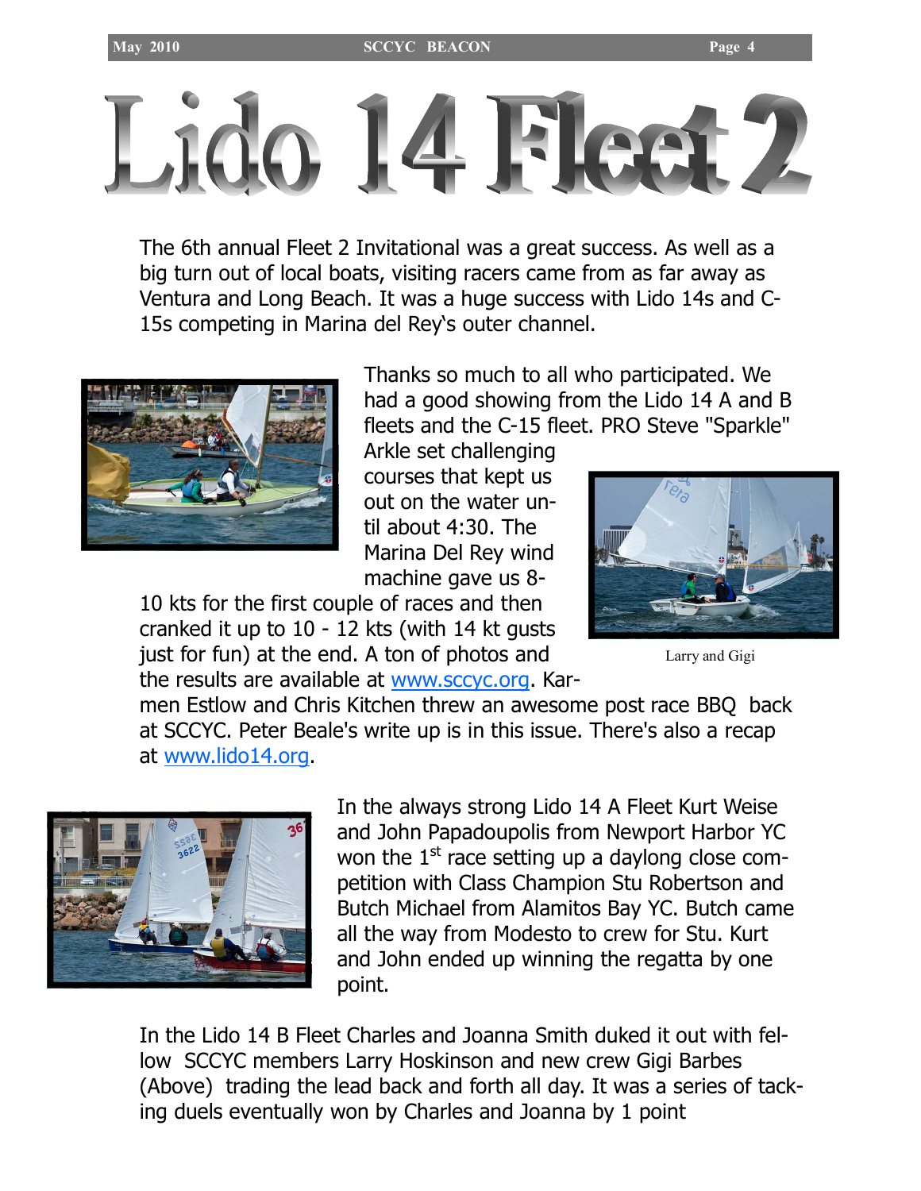# Lido 14 Fleet 2

The 6th annual Fleet 2 Invitational was a great success. As well as a big turn out of local boats, visiting racers came from as far away as Ventura and Long Beach. It was a huge success with Lido 14s and C-15s competing in Marina del Rey's outer channel.

Thanks so much to all who participated. We had a good showing from the Lido 14 A and B fleets and the C-15 fleet. PRO Steve "Sparkle" Arkle set challenging courses that kept us out on the water until about 4:30. The Marina Del Rey wind machine gave us 8-10 kts for the first couple of races and then cranked it up to 10 - 12 kts (with 14 kt gusts just for fun) at the end. A ton of photos and the results are available at www.sccyc.org. Karmen Estlow and Chris Kitchen threw an awesome post race BBQ back at SCCYC. Peter Beale's write up is in this issue. There's also a recap at www.lido14.org.

Larry and Gigi

In the always strong Lido 14 A Fleet Kurt Weise and John Papadoupolis from Newport Harbor YC won the 1st race setting up a daylong close competition with Class Champion Stu Robertson and Butch Michael from Alamitos Bay YC. Butch came all the way from Modesto to crew for Stu. Kurt and John ended up winning the regatta by one point.

In the Lido 14 B Fleet Charles and Joanna Smith duked it out with fellow SCCYC members Larry Hoskinson and new crew Gigi Barbes (Above) trading the lead back and forth all day. It was a series of tacking duels eventually won by Charles and Joanna by 1 point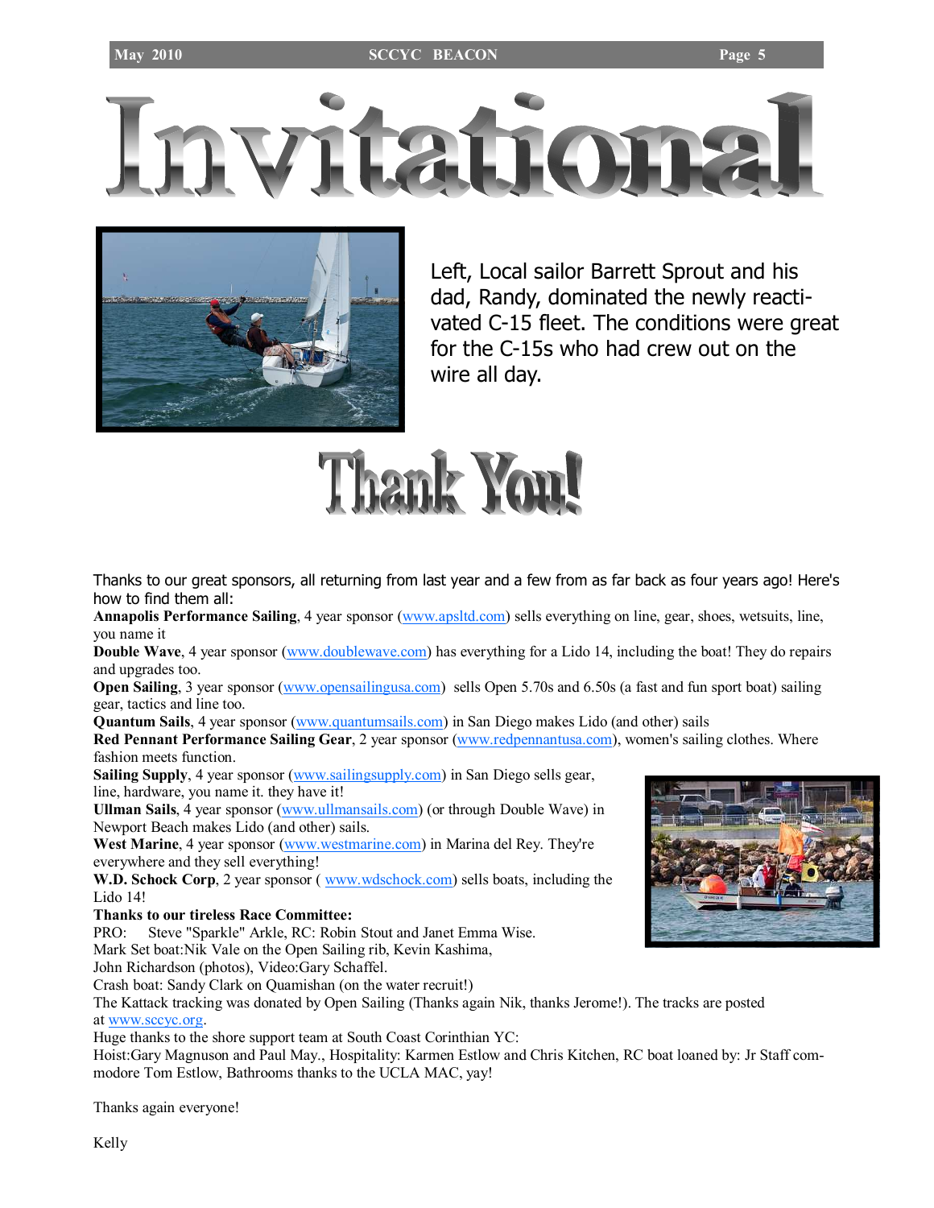# Invitational

Left, Local sailor Barrett Sprout and his dad, Randy, dominated the newly reactivated C-15 fleet. The conditions were great for the C-15s who had crew out on the wire all day.

## Thank You!

Thanks to our great sponsors, all returning from last year and a few from as far back as four years ago! Here's how to find them all:

**Annapolis Performance Sailing**, 4 year sponsor (www.apsltd.com) sells everything on line, gear, shoes, wetsuits, line, you name it

**Double Wave**, 4 year sponsor (www.doublewave.com) has everything for a Lido 14, including the boat! They do repairs and upgrades too.

**Open Sailing**, 3 year sponsor (www.opensailingusa.com) sells Open 5.70s and 6.50s (a fast and fun sport boat) sailing gear, tactics and line too.

**Quantum Sails**, 4 year sponsor (www.quantumsails.com) in San Diego makes Lido (and other) sails

**Red Pennant Performance Sailing Gear**, 2 year sponsor (www.redpennantusa.com), women's sailing clothes. Where fashion meets function.

**Sailing Supply**, 4 year sponsor (www.sailingsupply.com) in San Diego sells gear, line, hardware, you name it. they have it!

**Ullman Sails**, 4 year sponsor (www.ullmansails.com) (or through Double Wave) in Newport Beach makes Lido (and other) sails.

**West Marine**, 4 year sponsor (www.westmarine.com) in Marina del Rey. They're everywhere and they sell everything!

**W.D. Schock Corp**, 2 year sponsor ( www.wdschock.com) sells boats, including the Lido 14!

**Thanks to our tireless Race Committee:**

PRO: Steve "Sparkle" Arkle, RC: Robin Stout and Janet Emma Wise.
Mark Set boat:Nik Vale on the Open Sailing rib, Kevin Kashima,
John Richardson (photos), Video:Gary Schaffel.
Crash boat: Sandy Clark on Quamishan (on the water recruit!)
The Kattack tracking was donated by Open Sailing (Thanks again Nik, thanks Jerome!). The tracks are posted at www.sccyc.org.
Huge thanks to the shore support team at South Coast Corinthian YC:
Hoist:Gary Magnuson and Paul May., Hospitality: Karmen Estlow and Chris Kitchen, RC boat loaned by: Jr Staff commodore Tom Estlow, Bathrooms thanks to the UCLA MAC, yay!

Thanks again everyone!

Kelly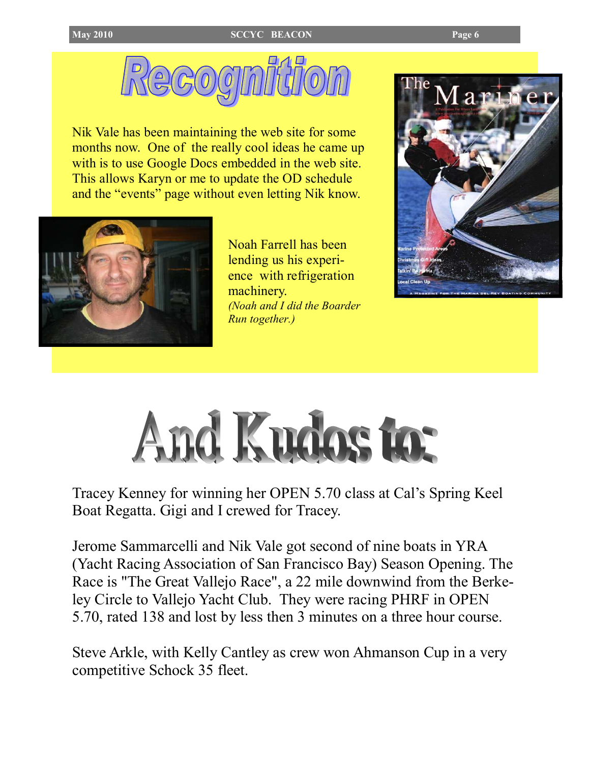# Recognition

Nik Vale has been maintaining the web site for some months now. One of the really cool ideas he came up with is to use Google Docs embedded in the web site. This allows Karyn or me to update the OD schedule and the "events" page without even letting Nik know.

Noah Farrell has been lending us his experience with refrigeration machinery.
*(Noah and I did the Boarder Run together.)*

# And Kudos to:

Tracey Kenney for winning her OPEN 5.70 class at Cal's Spring Keel Boat Regatta. Gigi and I crewed for Tracey.

Jerome Sammarcelli and Nik Vale got second of nine boats in YRA (Yacht Racing Association of San Francisco Bay) Season Opening. The Race is "The Great Vallejo Race", a 22 mile downwind from the Berkeley Circle to Vallejo Yacht Club. They were racing PHRF in OPEN 5.70, rated 138 and lost by less then 3 minutes on a three hour course.

Steve Arkle, with Kelly Cantley as crew won Ahmanson Cup in a very competitive Schock 35 fleet.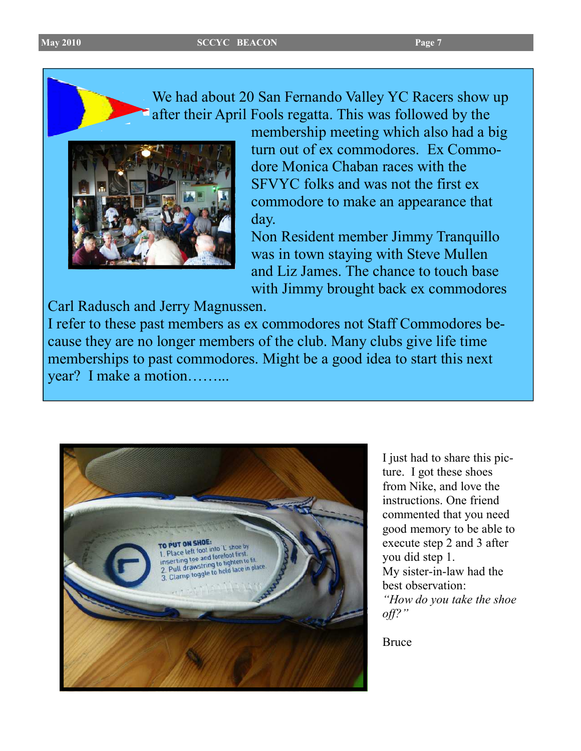We had about 20 San Fernando Valley YC Racers show up after their April Fools regatta. This was followed by the membership meeting which also had a big turn out of ex commodores. Ex Commodore Monica Chaban races with the SFVYC folks and was not the first ex commodore to make an appearance that day.

Non Resident member Jimmy Tranquillo was in town staying with Steve Mullen and Liz James. The chance to touch base with Jimmy brought back ex commodores Carl Radusch and Jerry Magnussen.

I refer to these past members as ex commodores not Staff Commodores because they are no longer members of the club. Many clubs give life time memberships to past commodores. Might be a good idea to start this next year? I make a motion……...

I just had to share this picture. I got these shoes from Nike, and love the instructions. One friend commented that you need good memory to be able to execute step 2 and 3 after you did step 1.

My sister-in-law had the best observation:

*"How do you take the shoe off?"*

Bruce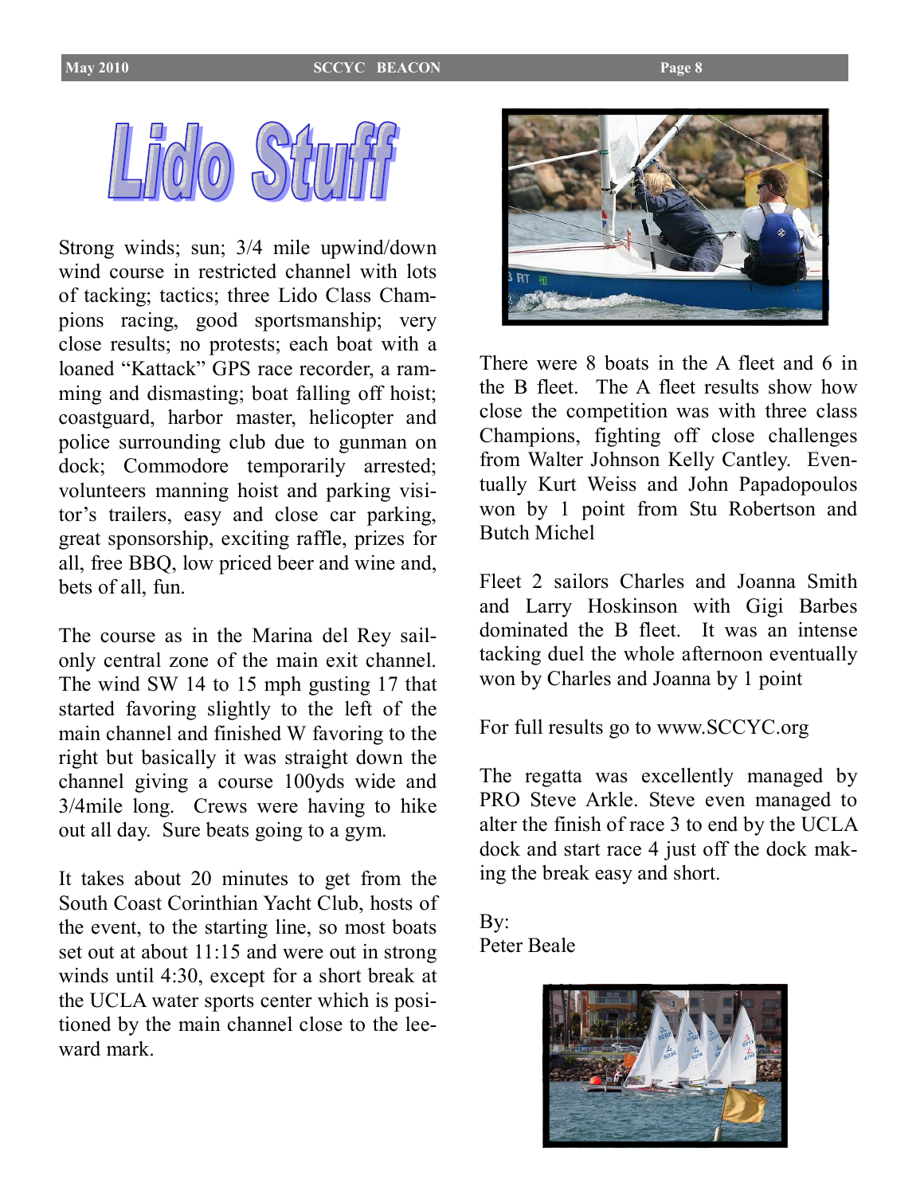# Lido Stuff

Strong winds; sun; 3/4 mile upwind/down wind course in restricted channel with lots of tacking; tactics; three Lido Class Champions racing, good sportsmanship; very close results; no protests; each boat with a loaned "Kattack" GPS race recorder, a ramming and dismasting; boat falling off hoist; coastguard, harbor master, helicopter and police surrounding club due to gunman on dock; Commodore temporarily arrested; volunteers manning hoist and parking visitor's trailers, easy and close car parking, great sponsorship, exciting raffle, prizes for all, free BBQ, low priced beer and wine and, bets of all, fun.

The course as in the Marina del Rey sail-only central zone of the main exit channel. The wind SW 14 to 15 mph gusting 17 that started favoring slightly to the left of the main channel and finished W favoring to the right but basically it was straight down the channel giving a course 100yds wide and 3/4mile long. Crews were having to hike out all day. Sure beats going to a gym.

It takes about 20 minutes to get from the South Coast Corinthian Yacht Club, hosts of the event, to the starting line, so most boats set out at about 11:15 and were out in strong winds until 4:30, except for a short break at the UCLA water sports center which is positioned by the main channel close to the leeward mark.

There were 8 boats in the A fleet and 6 in the B fleet. The A fleet results show how close the competition was with three class Champions, fighting off close challenges from Walter Johnson Kelly Cantley. Eventually Kurt Weiss and John Papadopoulos won by 1 point from Stu Robertson and Butch Michel

Fleet 2 sailors Charles and Joanna Smith and Larry Hoskinson with Gigi Barbes dominated the B fleet. It was an intense tacking duel the whole afternoon eventually won by Charles and Joanna by 1 point

For full results go to www.SCCYC.org

The regatta was excellently managed by PRO Steve Arkle. Steve even managed to alter the finish of race 3 to end by the UCLA dock and start race 4 just off the dock making the break easy and short.

By:
Peter Beale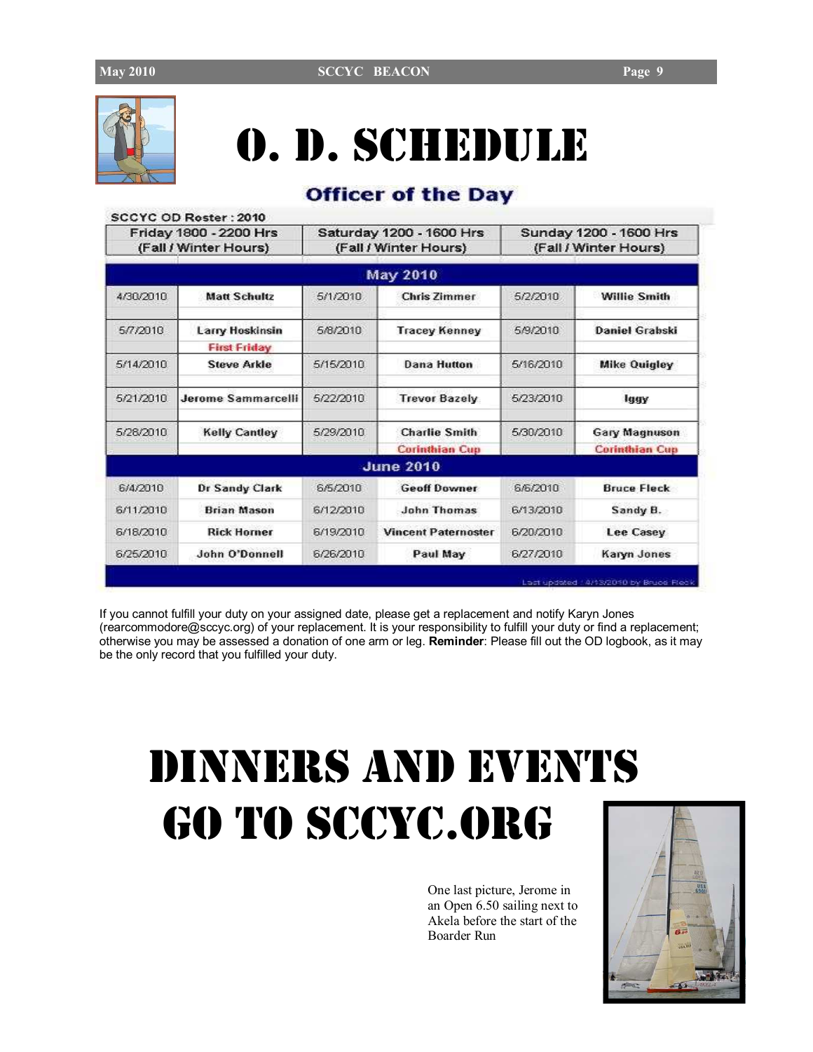# O. D. SCHEDULE

## Officer of the Day

SCCYC OD Roster : 2010

| Friday 1800 - 2200 Hrs (Fall / Winter Hours) | | Saturday 1200 - 1600 Hrs (Fall / Winter Hours) | | Sunday 1200 - 1600 Hrs (Fall / Winter Hours) | |
|---|---|---|---|---|---|
| **May 2010** | | | | | |
| 4/30/2010 | Matt Schultz | 5/1/2010 | Chris Zimmer | 5/2/2010 | Willie Smith |
| 5/7/2010 | Larry Hoskinsin First Friday | 5/8/2010 | Tracey Kenney | 5/9/2010 | Daniel Grabski |
| 5/14/2010 | Steve Arkle | 5/15/2010 | Dana Hutton | 5/16/2010 | Mike Quigley |
| 5/21/2010 | Jerome Sammarcelli | 5/22/2010 | Trevor Bazely | 5/23/2010 | Iggy |
| 5/28/2010 | Kelly Cantley | 5/29/2010 | Charlie Smith Corinthian Cup | 5/30/2010 | Gary Magnuson Corinthian Cup |
| **June 2010** | | | | | |
| 6/4/2010 | Dr Sandy Clark | 6/5/2010 | Geoff Downer | 6/6/2010 | Bruce Fleck |
| 6/11/2010 | Brian Mason | 6/12/2010 | John Thomas | 6/13/2010 | Sandy B. |
| 6/18/2010 | Rick Horner | 6/19/2010 | Vincent Paternoster | 6/20/2010 | Lee Casey |
| 6/25/2010 | John O'Donnell | 6/26/2010 | Paul May | 6/27/2010 | Karyn Jones |

Last updated : 4/13/2010 by Bruce Fleck

If you cannot fulfill your duty on your assigned date, please get a replacement and notify Karyn Jones (rearcommodore@sccyc.org) of your replacement. It is your responsibility to fulfill your duty or find a replacement; otherwise you may be assessed a donation of one arm or leg. **Reminder**: Please fill out the OD logbook, as it may be the only record that you fulfilled your duty.

# DINNERS AND EVENTS GO TO SCCYC.ORG

One last picture, Jerome in an Open 6.50 sailing next to Akela before the start of the Boarder Run